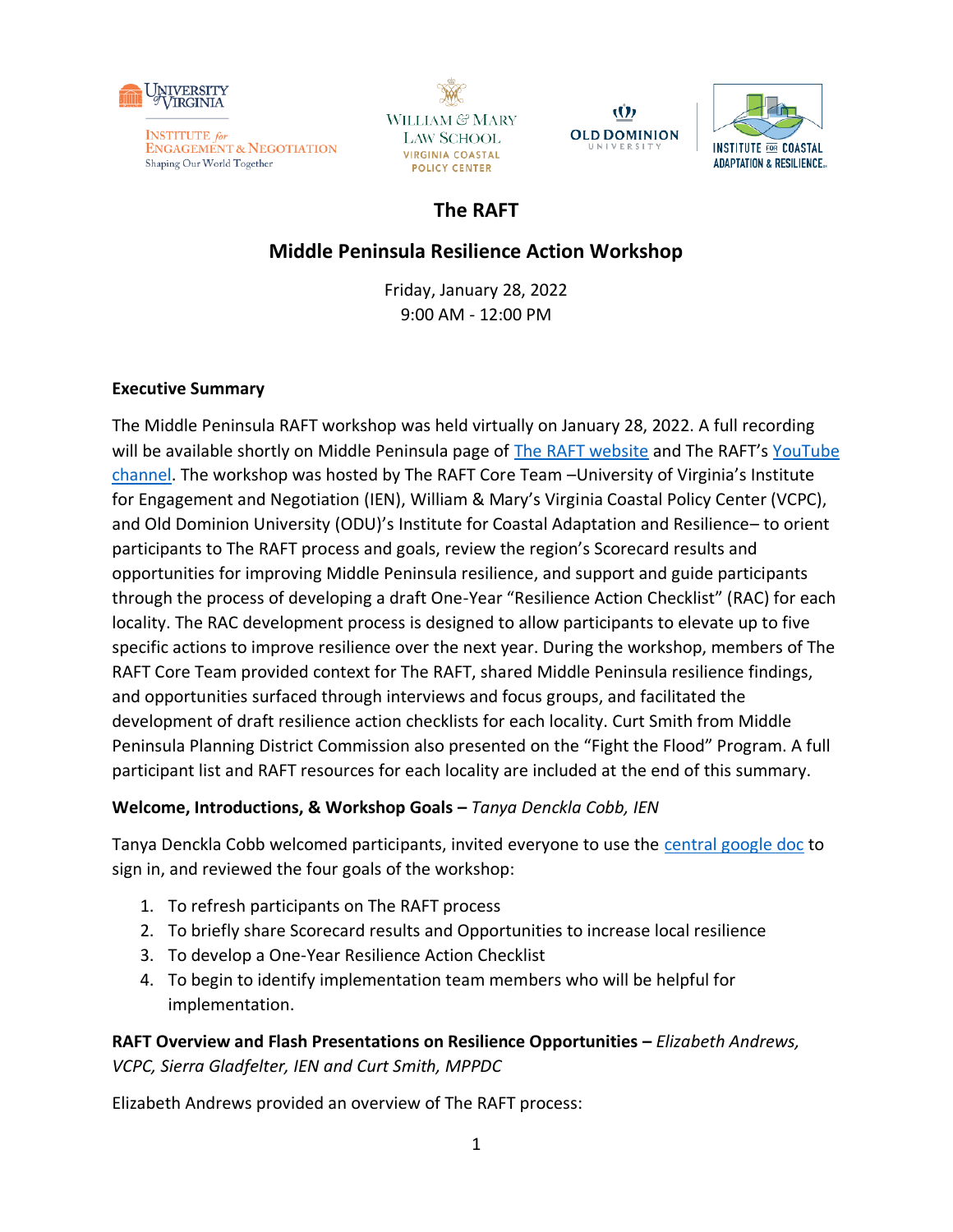# The RAFT

## Middle Peninsula Resilience Action Workshop

Friday, January 28, 2022
9:00 AM - 12:00 PM

**Executive Summary**

The Middle Peninsula RAFT workshop was held virtually on January 28, 2022. A full recording will be available shortly on Middle Peninsula page of The RAFT website and The RAFT's YouTube channel. The workshop was hosted by The RAFT Core Team –University of Virginia's Institute for Engagement and Negotiation (IEN), William & Mary's Virginia Coastal Policy Center (VCPC), and Old Dominion University (ODU)'s Institute for Coastal Adaptation and Resilience– to orient participants to The RAFT process and goals, review the region's Scorecard results and opportunities for improving Middle Peninsula resilience, and support and guide participants through the process of developing a draft One-Year "Resilience Action Checklist" (RAC) for each locality. The RAC development process is designed to allow participants to elevate up to five specific actions to improve resilience over the next year. During the workshop, members of The RAFT Core Team provided context for The RAFT, shared Middle Peninsula resilience findings, and opportunities surfaced through interviews and focus groups, and facilitated the development of draft resilience action checklists for each locality. Curt Smith from Middle Peninsula Planning District Commission also presented on the "Fight the Flood" Program. A full participant list and RAFT resources for each locality are included at the end of this summary.

**Welcome, Introductions, & Workshop Goals –** *Tanya Denckla Cobb, IEN*

Tanya Denckla Cobb welcomed participants, invited everyone to use the central google doc to sign in, and reviewed the four goals of the workshop:

1. To refresh participants on The RAFT process
2. To briefly share Scorecard results and Opportunities to increase local resilience
3. To develop a One-Year Resilience Action Checklist
4. To begin to identify implementation team members who will be helpful for implementation.

**RAFT Overview and Flash Presentations on Resilience Opportunities –** *Elizabeth Andrews, VCPC, Sierra Gladfelter, IEN and Curt Smith, MPPDC*

Elizabeth Andrews provided an overview of The RAFT process: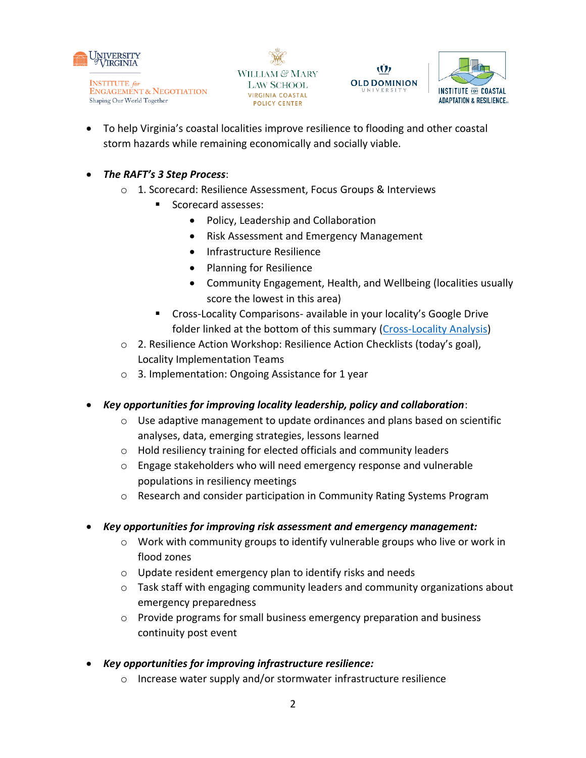- To help Virginia's coastal localities improve resilience to flooding and other coastal storm hazards while remaining economically and socially viable.

- ***The RAFT's 3 Step Process***:
  - 1. Scorecard: Resilience Assessment, Focus Groups & Interviews
    - Scorecard assesses:
      - Policy, Leadership and Collaboration
      - Risk Assessment and Emergency Management
      - Infrastructure Resilience
      - Planning for Resilience
      - Community Engagement, Health, and Wellbeing (localities usually score the lowest in this area)
    - Cross-Locality Comparisons- available in your locality's Google Drive folder linked at the bottom of this summary (Cross-Locality Analysis)
  - 2. Resilience Action Workshop: Resilience Action Checklists (today's goal), Locality Implementation Teams
  - 3. Implementation: Ongoing Assistance for 1 year

- ***Key opportunities for improving locality leadership, policy and collaboration***:
  - Use adaptive management to update ordinances and plans based on scientific analyses, data, emerging strategies, lessons learned
  - Hold resiliency training for elected officials and community leaders
  - Engage stakeholders who will need emergency response and vulnerable populations in resiliency meetings
  - Research and consider participation in Community Rating Systems Program

- ***Key opportunities for improving risk assessment and emergency management:***
  - Work with community groups to identify vulnerable groups who live or work in flood zones
  - Update resident emergency plan to identify risks and needs
  - Task staff with engaging community leaders and community organizations about emergency preparedness
  - Provide programs for small business emergency preparation and business continuity post event

- ***Key opportunities for improving infrastructure resilience:***
  - Increase water supply and/or stormwater infrastructure resilience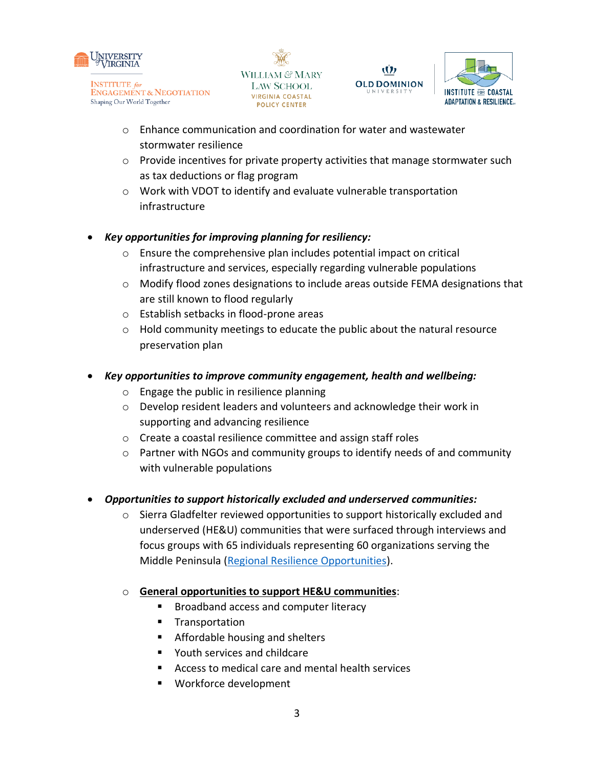- Enhance communication and coordination for water and wastewater stormwater resilience
    - Provide incentives for private property activities that manage stormwater such as tax deductions or flag program
    - Work with VDOT to identify and evaluate vulnerable transportation infrastructure

- ***Key opportunities for improving planning for resiliency:***
    - Ensure the comprehensive plan includes potential impact on critical infrastructure and services, especially regarding vulnerable populations
    - Modify flood zones designations to include areas outside FEMA designations that are still known to flood regularly
    - Establish setbacks in flood-prone areas
    - Hold community meetings to educate the public about the natural resource preservation plan

- ***Key opportunities to improve community engagement, health and wellbeing:***
    - Engage the public in resilience planning
    - Develop resident leaders and volunteers and acknowledge their work in supporting and advancing resilience
    - Create a coastal resilience committee and assign staff roles
    - Partner with NGOs and community groups to identify needs of and community with vulnerable populations

- ***Opportunities to support historically excluded and underserved communities:***
    - Sierra Gladfelter reviewed opportunities to support historically excluded and underserved (HE&U) communities that were surfaced through interviews and focus groups with 65 individuals representing 60 organizations serving the Middle Peninsula (Regional Resilience Opportunities).

    - **General opportunities to support HE&U communities**:
        - Broadband access and computer literacy
        - Transportation
        - Affordable housing and shelters
        - Youth services and childcare
        - Access to medical care and mental health services
        - Workforce development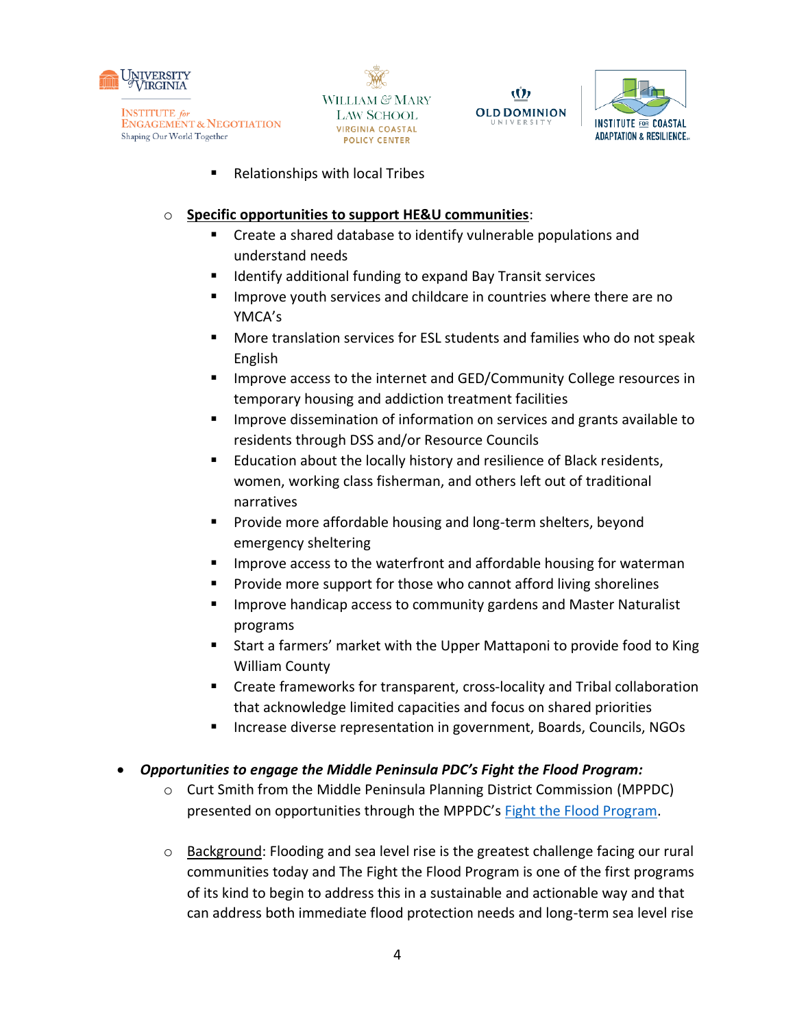- Relationships with local Tribes

- **Specific opportunities to support HE&U communities**:
  - Create a shared database to identify vulnerable populations and understand needs
  - Identify additional funding to expand Bay Transit services
  - Improve youth services and childcare in countries where there are no YMCA's
  - More translation services for ESL students and families who do not speak English
  - Improve access to the internet and GED/Community College resources in temporary housing and addiction treatment facilities
  - Improve dissemination of information on services and grants available to residents through DSS and/or Resource Councils
  - Education about the locally history and resilience of Black residents, women, working class fisherman, and others left out of traditional narratives
  - Provide more affordable housing and long-term shelters, beyond emergency sheltering
  - Improve access to the waterfront and affordable housing for waterman
  - Provide more support for those who cannot afford living shorelines
  - Improve handicap access to community gardens and Master Naturalist programs
  - Start a farmers' market with the Upper Mattaponi to provide food to King William County
  - Create frameworks for transparent, cross-locality and Tribal collaboration that acknowledge limited capacities and focus on shared priorities
  - Increase diverse representation in government, Boards, Councils, NGOs

- ***Opportunities to engage the Middle Peninsula PDC's Fight the Flood Program:***
  - Curt Smith from the Middle Peninsula Planning District Commission (MPPDC) presented on opportunities through the MPPDC's Fight the Flood Program.

  - Background: Flooding and sea level rise is the greatest challenge facing our rural communities today and The Fight the Flood Program is one of the first programs of its kind to begin to address this in a sustainable and actionable way and that can address both immediate flood protection needs and long-term sea level rise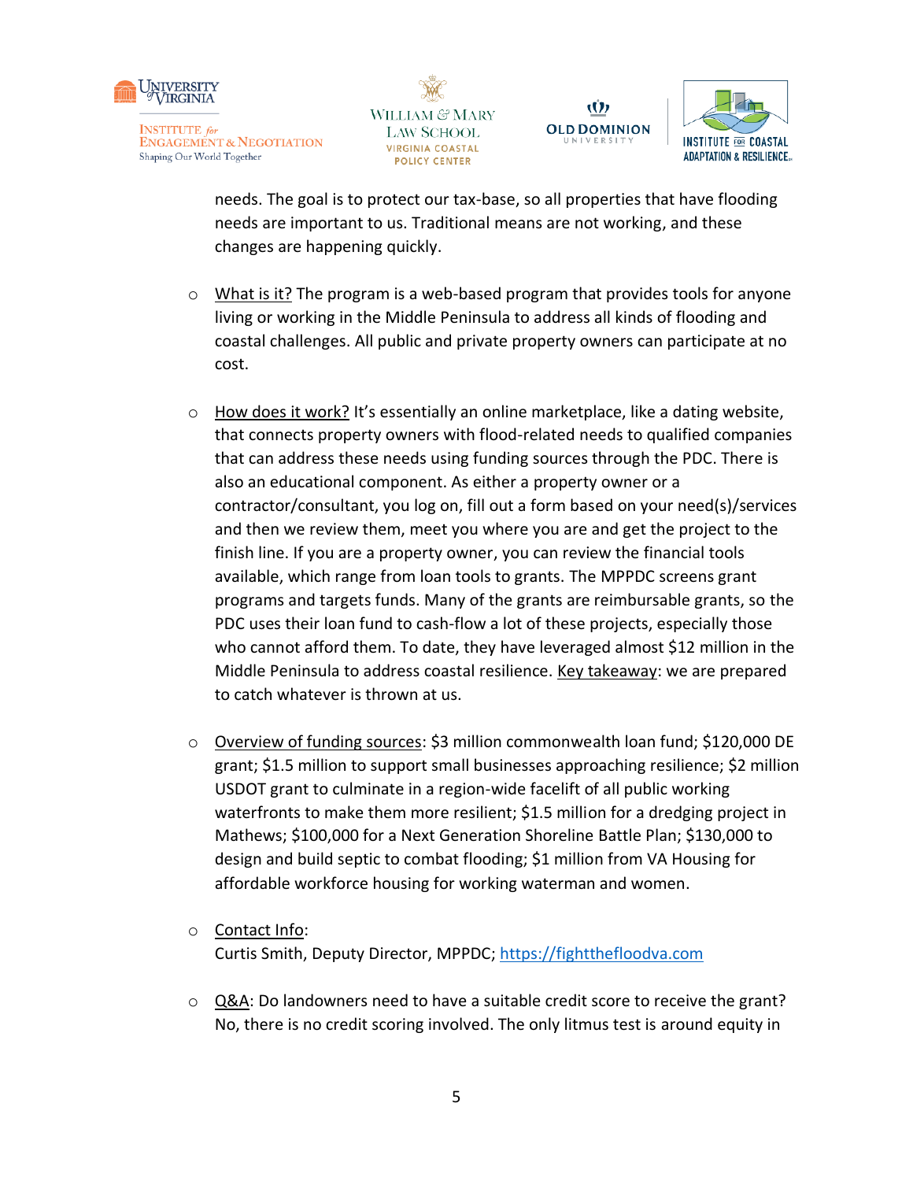needs. The goal is to protect our tax-base, so all properties that have flooding needs are important to us. Traditional means are not working, and these changes are happening quickly.

- What is it? The program is a web-based program that provides tools for anyone living or working in the Middle Peninsula to address all kinds of flooding and coastal challenges. All public and private property owners can participate at no cost.

- How does it work? It's essentially an online marketplace, like a dating website, that connects property owners with flood-related needs to qualified companies that can address these needs using funding sources through the PDC. There is also an educational component. As either a property owner or a contractor/consultant, you log on, fill out a form based on your need(s)/services and then we review them, meet you where you are and get the project to the finish line. If you are a property owner, you can review the financial tools available, which range from loan tools to grants. The MPPDC screens grant programs and targets funds. Many of the grants are reimbursable grants, so the PDC uses their loan fund to cash-flow a lot of these projects, especially those who cannot afford them. To date, they have leveraged almost $12 million in the Middle Peninsula to address coastal resilience. Key takeaway: we are prepared to catch whatever is thrown at us.

- Overview of funding sources: $3 million commonwealth loan fund; $120,000 DE grant; $1.5 million to support small businesses approaching resilience; $2 million USDOT grant to culminate in a region-wide facelift of all public working waterfronts to make them more resilient; $1.5 million for a dredging project in Mathews; $100,000 for a Next Generation Shoreline Battle Plan; $130,000 to design and build septic to combat flooding; $1 million from VA Housing for affordable workforce housing for working waterman and women.

- Contact Info:
  Curtis Smith, Deputy Director, MPPDC; https://fightthefloodva.com

- Q&A: Do landowners need to have a suitable credit score to receive the grant? No, there is no credit scoring involved. The only litmus test is around equity in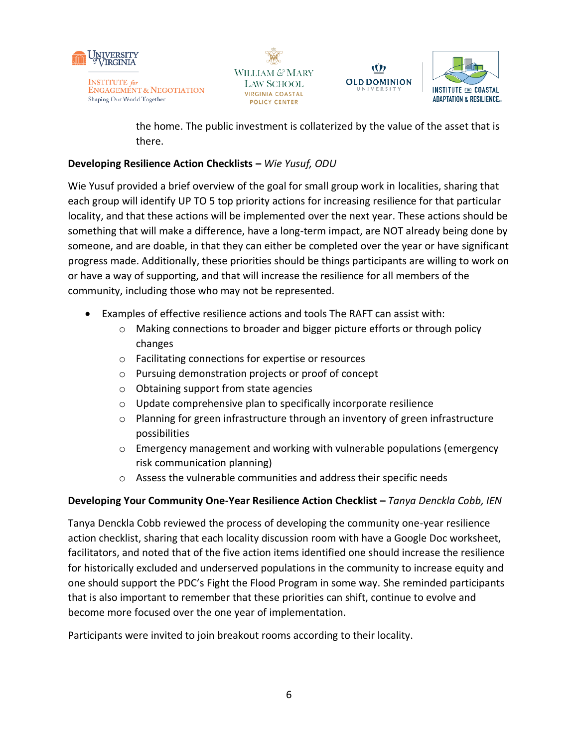the home. The public investment is collaterized by the value of the asset that is there.

**Developing Resilience Action Checklists –** *Wie Yusuf, ODU*

Wie Yusuf provided a brief overview of the goal for small group work in localities, sharing that each group will identify UP TO 5 top priority actions for increasing resilience for that particular locality, and that these actions will be implemented over the next year. These actions should be something that will make a difference, have a long-term impact, are NOT already being done by someone, and are doable, in that they can either be completed over the year or have significant progress made. Additionally, these priorities should be things participants are willing to work on or have a way of supporting, and that will increase the resilience for all members of the community, including those who may not be represented.

- Examples of effective resilience actions and tools The RAFT can assist with:
  - Making connections to broader and bigger picture efforts or through policy changes
  - Facilitating connections for expertise or resources
  - Pursuing demonstration projects or proof of concept
  - Obtaining support from state agencies
  - Update comprehensive plan to specifically incorporate resilience
  - Planning for green infrastructure through an inventory of green infrastructure possibilities
  - Emergency management and working with vulnerable populations (emergency risk communication planning)
  - Assess the vulnerable communities and address their specific needs

**Developing Your Community One-Year Resilience Action Checklist –** *Tanya Denckla Cobb, IEN*

Tanya Denckla Cobb reviewed the process of developing the community one-year resilience action checklist, sharing that each locality discussion room with have a Google Doc worksheet, facilitators, and noted that of the five action items identified one should increase the resilience for historically excluded and underserved populations in the community to increase equity and one should support the PDC's Fight the Flood Program in some way. She reminded participants that is also important to remember that these priorities can shift, continue to evolve and become more focused over the one year of implementation.

Participants were invited to join breakout rooms according to their locality.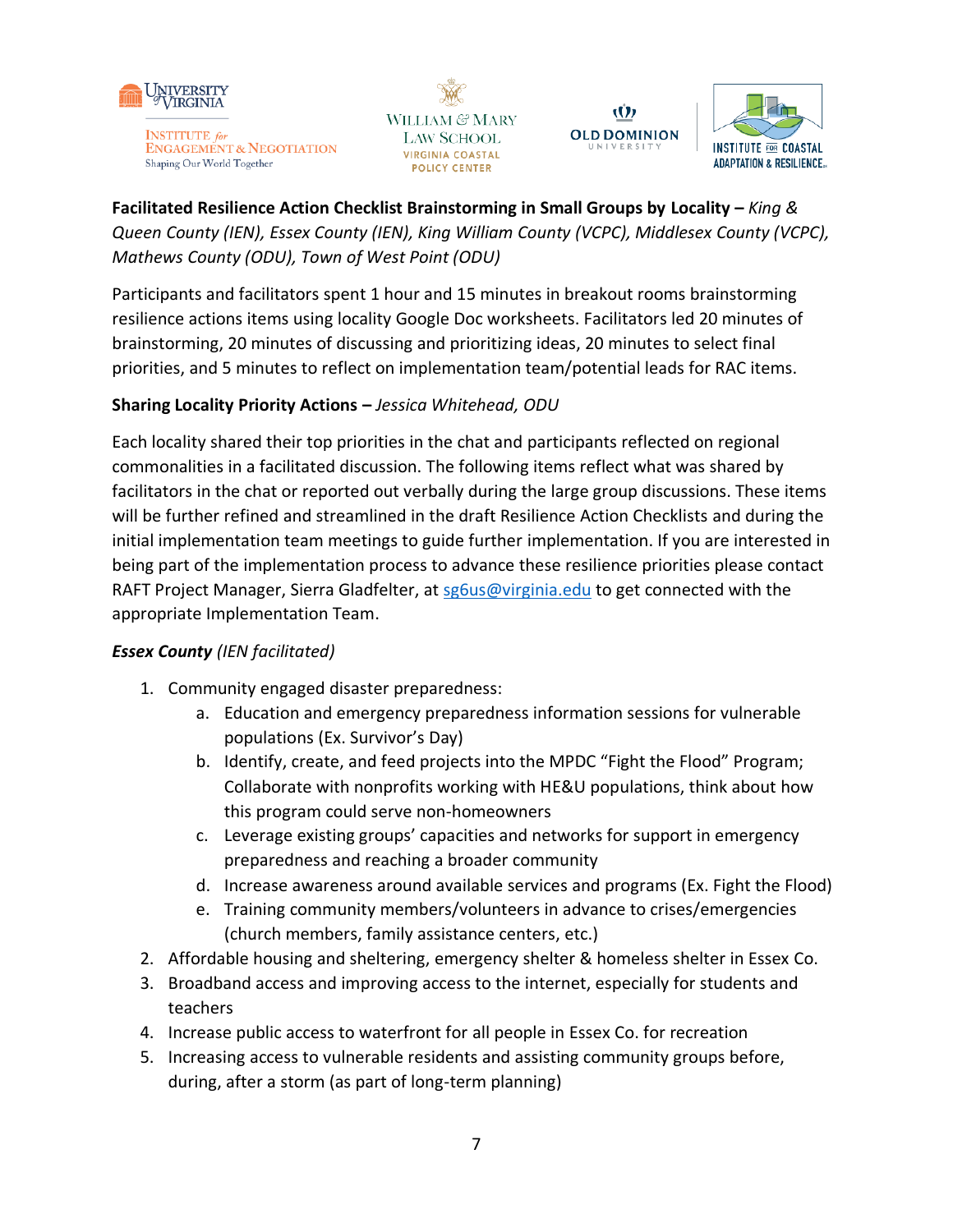**Facilitated Resilience Action Checklist Brainstorming in Small Groups by Locality –** *King & Queen County (IEN), Essex County (IEN), King William County (VCPC), Middlesex County (VCPC), Mathews County (ODU), Town of West Point (ODU)*

Participants and facilitators spent 1 hour and 15 minutes in breakout rooms brainstorming resilience actions items using locality Google Doc worksheets. Facilitators led 20 minutes of brainstorming, 20 minutes of discussing and prioritizing ideas, 20 minutes to select final priorities, and 5 minutes to reflect on implementation team/potential leads for RAC items.

**Sharing Locality Priority Actions –** *Jessica Whitehead, ODU*

Each locality shared their top priorities in the chat and participants reflected on regional commonalities in a facilitated discussion. The following items reflect what was shared by facilitators in the chat or reported out verbally during the large group discussions. These items will be further refined and streamlined in the draft Resilience Action Checklists and during the initial implementation team meetings to guide further implementation. If you are interested in being part of the implementation process to advance these resilience priorities please contact RAFT Project Manager, Sierra Gladfelter, at sg6us@virginia.edu to get connected with the appropriate Implementation Team.

***Essex County*** *(IEN facilitated)*

1. Community engaged disaster preparedness:
   a. Education and emergency preparedness information sessions for vulnerable populations (Ex. Survivor's Day)
   b. Identify, create, and feed projects into the MPDC "Fight the Flood" Program; Collaborate with nonprofits working with HE&U populations, think about how this program could serve non-homeowners
   c. Leverage existing groups' capacities and networks for support in emergency preparedness and reaching a broader community
   d. Increase awareness around available services and programs (Ex. Fight the Flood)
   e. Training community members/volunteers in advance to crises/emergencies (church members, family assistance centers, etc.)
2. Affordable housing and sheltering, emergency shelter & homeless shelter in Essex Co.
3. Broadband access and improving access to the internet, especially for students and teachers
4. Increase public access to waterfront for all people in Essex Co. for recreation
5. Increasing access to vulnerable residents and assisting community groups before, during, after a storm (as part of long-term planning)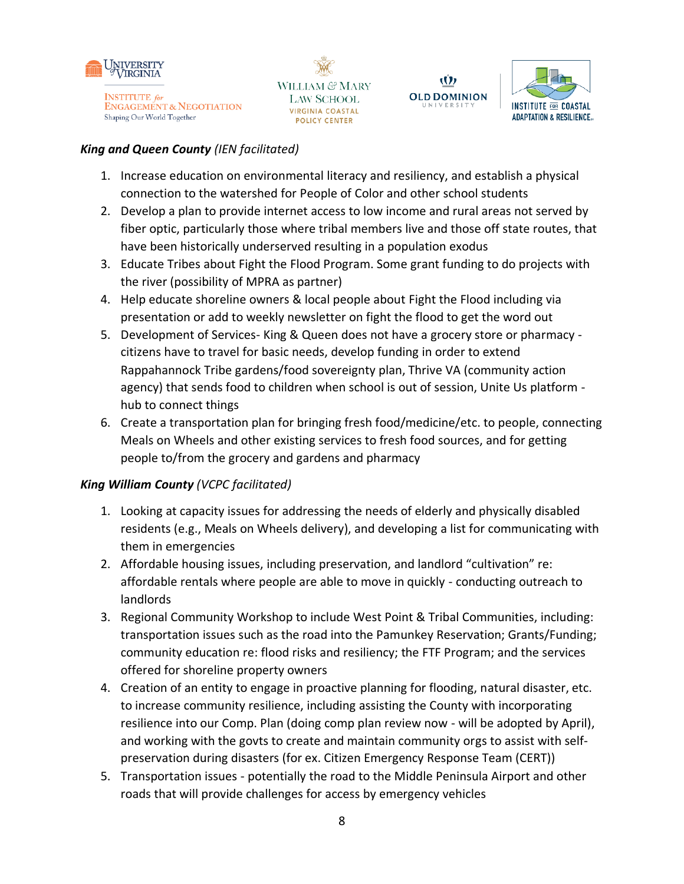***King and Queen County*** *(IEN facilitated)*

1. Increase education on environmental literacy and resiliency, and establish a physical connection to the watershed for People of Color and other school students
2. Develop a plan to provide internet access to low income and rural areas not served by fiber optic, particularly those where tribal members live and those off state routes, that have been historically underserved resulting in a population exodus
3. Educate Tribes about Fight the Flood Program. Some grant funding to do projects with the river (possibility of MPRA as partner)
4. Help educate shoreline owners & local people about Fight the Flood including via presentation or add to weekly newsletter on fight the flood to get the word out
5. Development of Services- King & Queen does not have a grocery store or pharmacy - citizens have to travel for basic needs, develop funding in order to extend Rappahannock Tribe gardens/food sovereignty plan, Thrive VA (community action agency) that sends food to children when school is out of session, Unite Us platform - hub to connect things
6. Create a transportation plan for bringing fresh food/medicine/etc. to people, connecting Meals on Wheels and other existing services to fresh food sources, and for getting people to/from the grocery and gardens and pharmacy

***King William County*** *(VCPC facilitated)*

1. Looking at capacity issues for addressing the needs of elderly and physically disabled residents (e.g., Meals on Wheels delivery), and developing a list for communicating with them in emergencies
2. Affordable housing issues, including preservation, and landlord "cultivation" re: affordable rentals where people are able to move in quickly - conducting outreach to landlords
3. Regional Community Workshop to include West Point & Tribal Communities, including: transportation issues such as the road into the Pamunkey Reservation; Grants/Funding; community education re: flood risks and resiliency; the FTF Program; and the services offered for shoreline property owners
4. Creation of an entity to engage in proactive planning for flooding, natural disaster, etc. to increase community resilience, including assisting the County with incorporating resilience into our Comp. Plan (doing comp plan review now - will be adopted by April), and working with the govts to create and maintain community orgs to assist with self-preservation during disasters (for ex. Citizen Emergency Response Team (CERT))
5. Transportation issues - potentially the road to the Middle Peninsula Airport and other roads that will provide challenges for access by emergency vehicles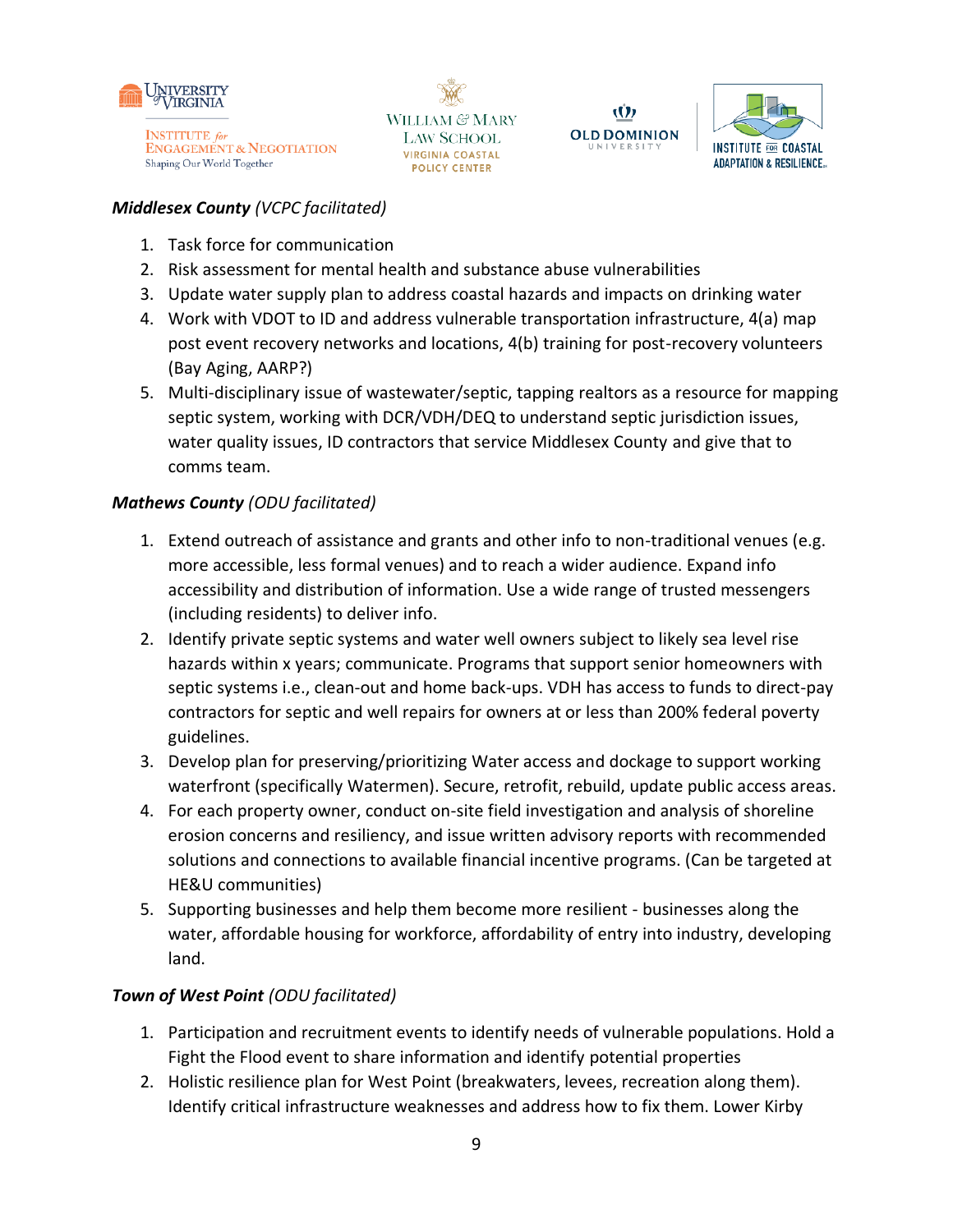***Middlesex County*** *(VCPC facilitated)*

1. Task force for communication
2. Risk assessment for mental health and substance abuse vulnerabilities
3. Update water supply plan to address coastal hazards and impacts on drinking water
4. Work with VDOT to ID and address vulnerable transportation infrastructure, 4(a) map post event recovery networks and locations, 4(b) training for post-recovery volunteers (Bay Aging, AARP?)
5. Multi-disciplinary issue of wastewater/septic, tapping realtors as a resource for mapping septic system, working with DCR/VDH/DEQ to understand septic jurisdiction issues, water quality issues, ID contractors that service Middlesex County and give that to comms team.

***Mathews County*** *(ODU facilitated)*

1. Extend outreach of assistance and grants and other info to non-traditional venues (e.g. more accessible, less formal venues) and to reach a wider audience. Expand info accessibility and distribution of information. Use a wide range of trusted messengers (including residents) to deliver info.
2. Identify private septic systems and water well owners subject to likely sea level rise hazards within x years; communicate. Programs that support senior homeowners with septic systems i.e., clean-out and home back-ups. VDH has access to funds to direct-pay contractors for septic and well repairs for owners at or less than 200% federal poverty guidelines.
3. Develop plan for preserving/prioritizing Water access and dockage to support working waterfront (specifically Watermen). Secure, retrofit, rebuild, update public access areas.
4. For each property owner, conduct on-site field investigation and analysis of shoreline erosion concerns and resiliency, and issue written advisory reports with recommended solutions and connections to available financial incentive programs. (Can be targeted at HE&U communities)
5. Supporting businesses and help them become more resilient - businesses along the water, affordable housing for workforce, affordability of entry into industry, developing land.

***Town of West Point*** *(ODU facilitated)*

1. Participation and recruitment events to identify needs of vulnerable populations. Hold a Fight the Flood event to share information and identify potential properties
2. Holistic resilience plan for West Point (breakwaters, levees, recreation along them). Identify critical infrastructure weaknesses and address how to fix them. Lower Kirby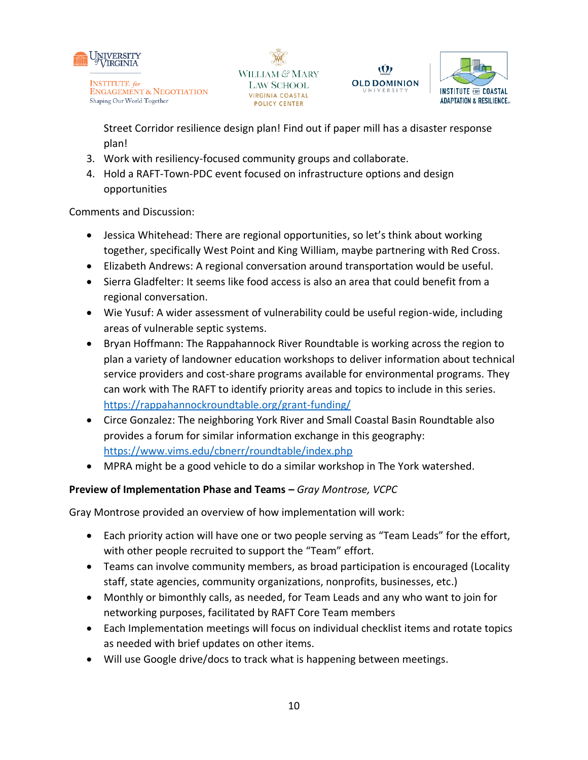Street Corridor resilience design plan! Find out if paper mill has a disaster response plan!

3. Work with resiliency-focused community groups and collaborate.
4. Hold a RAFT-Town-PDC event focused on infrastructure options and design opportunities

Comments and Discussion:

- Jessica Whitehead: There are regional opportunities, so let's think about working together, specifically West Point and King William, maybe partnering with Red Cross.
- Elizabeth Andrews: A regional conversation around transportation would be useful.
- Sierra Gladfelter: It seems like food access is also an area that could benefit from a regional conversation.
- Wie Yusuf: A wider assessment of vulnerability could be useful region-wide, including areas of vulnerable septic systems.
- Bryan Hoffmann: The Rappahannock River Roundtable is working across the region to plan a variety of landowner education workshops to deliver information about technical service providers and cost-share programs available for environmental programs. They can work with The RAFT to identify priority areas and topics to include in this series. https://rappahannockroundtable.org/grant-funding/
- Circe Gonzalez: The neighboring York River and Small Coastal Basin Roundtable also provides a forum for similar information exchange in this geography: https://www.vims.edu/cbnerr/roundtable/index.php
- MPRA might be a good vehicle to do a similar workshop in The York watershed.

**Preview of Implementation Phase and Teams –** *Gray Montrose, VCPC*

Gray Montrose provided an overview of how implementation will work:

- Each priority action will have one or two people serving as "Team Leads" for the effort, with other people recruited to support the "Team" effort.
- Teams can involve community members, as broad participation is encouraged (Locality staff, state agencies, community organizations, nonprofits, businesses, etc.)
- Monthly or bimonthly calls, as needed, for Team Leads and any who want to join for networking purposes, facilitated by RAFT Core Team members
- Each Implementation meetings will focus on individual checklist items and rotate topics as needed with brief updates on other items.
- Will use Google drive/docs to track what is happening between meetings.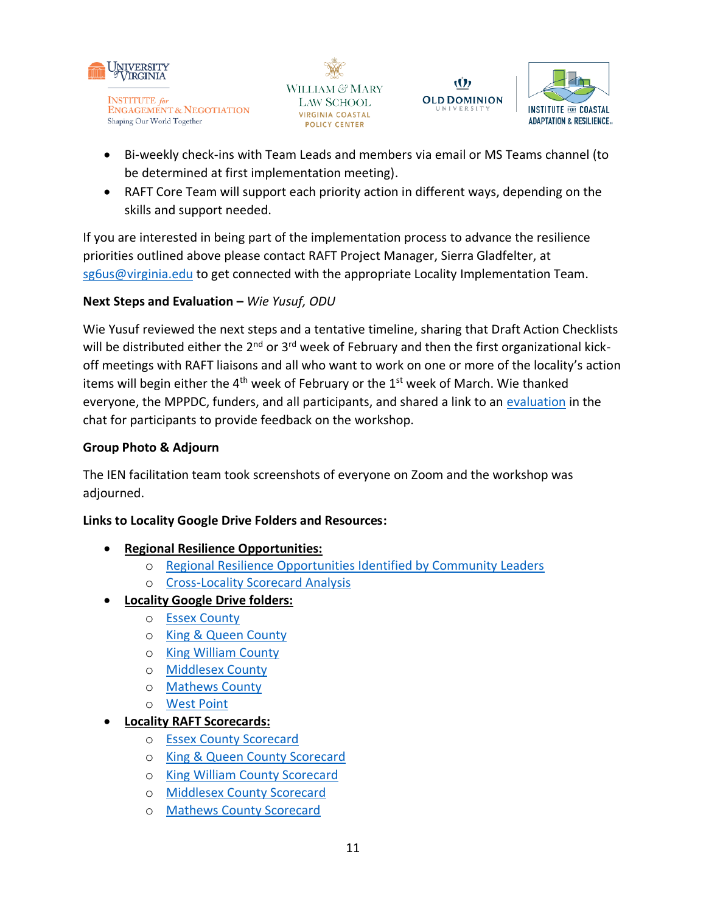- Bi-weekly check-ins with Team Leads and members via email or MS Teams channel (to be determined at first implementation meeting).
- RAFT Core Team will support each priority action in different ways, depending on the skills and support needed.

If you are interested in being part of the implementation process to advance the resilience priorities outlined above please contact RAFT Project Manager, Sierra Gladfelter, at sg6us@virginia.edu to get connected with the appropriate Locality Implementation Team.

**Next Steps and Evaluation –** *Wie Yusuf, ODU*

Wie Yusuf reviewed the next steps and a tentative timeline, sharing that Draft Action Checklists will be distributed either the 2nd or 3rd week of February and then the first organizational kick-off meetings with RAFT liaisons and all who want to work on one or more of the locality's action items will begin either the 4th week of February or the 1st week of March. Wie thanked everyone, the MPPDC, funders, and all participants, and shared a link to an evaluation in the chat for participants to provide feedback on the workshop.

**Group Photo & Adjourn**

The IEN facilitation team took screenshots of everyone on Zoom and the workshop was adjourned.

**Links to Locality Google Drive Folders and Resources:**

- **Regional Resilience Opportunities:**
  - Regional Resilience Opportunities Identified by Community Leaders
  - Cross-Locality Scorecard Analysis
- **Locality Google Drive folders:**
  - Essex County
  - King & Queen County
  - King William County
  - Middlesex County
  - Mathews County
  - West Point
- **Locality RAFT Scorecards:**
  - Essex County Scorecard
  - King & Queen County Scorecard
  - King William County Scorecard
  - Middlesex County Scorecard
  - Mathews County Scorecard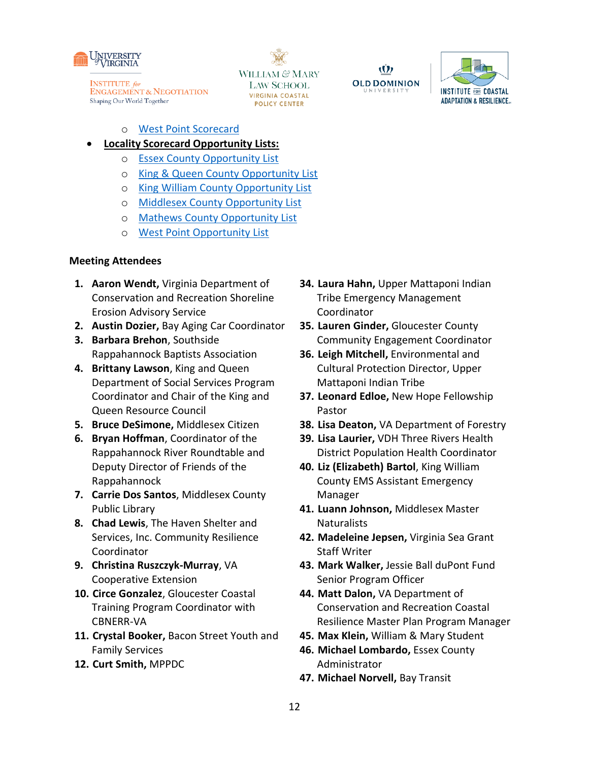- West Point Scorecard
- **Locality Scorecard Opportunity Lists:**
  - Essex County Opportunity List
  - King & Queen County Opportunity List
  - King William County Opportunity List
  - Middlesex County Opportunity List
  - Mathews County Opportunity List
  - West Point Opportunity List

**Meeting Attendees**

1. **Aaron Wendt,** Virginia Department of Conservation and Recreation Shoreline Erosion Advisory Service
2. **Austin Dozier,** Bay Aging Car Coordinator
3. **Barbara Brehon**, Southside Rappahannock Baptists Association
4. **Brittany Lawson**, King and Queen Department of Social Services Program Coordinator and Chair of the King and Queen Resource Council
5. **Bruce DeSimone,** Middlesex Citizen
6. **Bryan Hoffman**, Coordinator of the Rappahannock River Roundtable and Deputy Director of Friends of the Rappahannock
7. **Carrie Dos Santos**, Middlesex County Public Library
8. **Chad Lewis**, The Haven Shelter and Services, Inc. Community Resilience Coordinator
9. **Christina Ruszczyk-Murray**, VA Cooperative Extension
10. **Circe Gonzalez**, Gloucester Coastal Training Program Coordinator with CBNERR-VA
11. **Crystal Booker,** Bacon Street Youth and Family Services
12. **Curt Smith,** MPPDC

34. **Laura Hahn,** Upper Mattaponi Indian Tribe Emergency Management Coordinator
35. **Lauren Ginder,** Gloucester County Community Engagement Coordinator
36. **Leigh Mitchell,** Environmental and Cultural Protection Director, Upper Mattaponi Indian Tribe
37. **Leonard Edloe,** New Hope Fellowship Pastor
38. **Lisa Deaton,** VA Department of Forestry
39. **Lisa Laurier,** VDH Three Rivers Health District Population Health Coordinator
40. **Liz (Elizabeth) Bartol**, King William County EMS Assistant Emergency Manager
41. **Luann Johnson,** Middlesex Master Naturalists
42. **Madeleine Jepsen,** Virginia Sea Grant Staff Writer
43. **Mark Walker,** Jessie Ball duPont Fund Senior Program Officer
44. **Matt Dalon,** VA Department of Conservation and Recreation Coastal Resilience Master Plan Program Manager
45. **Max Klein,** William & Mary Student
46. **Michael Lombardo,** Essex County Administrator
47. **Michael Norvell,** Bay Transit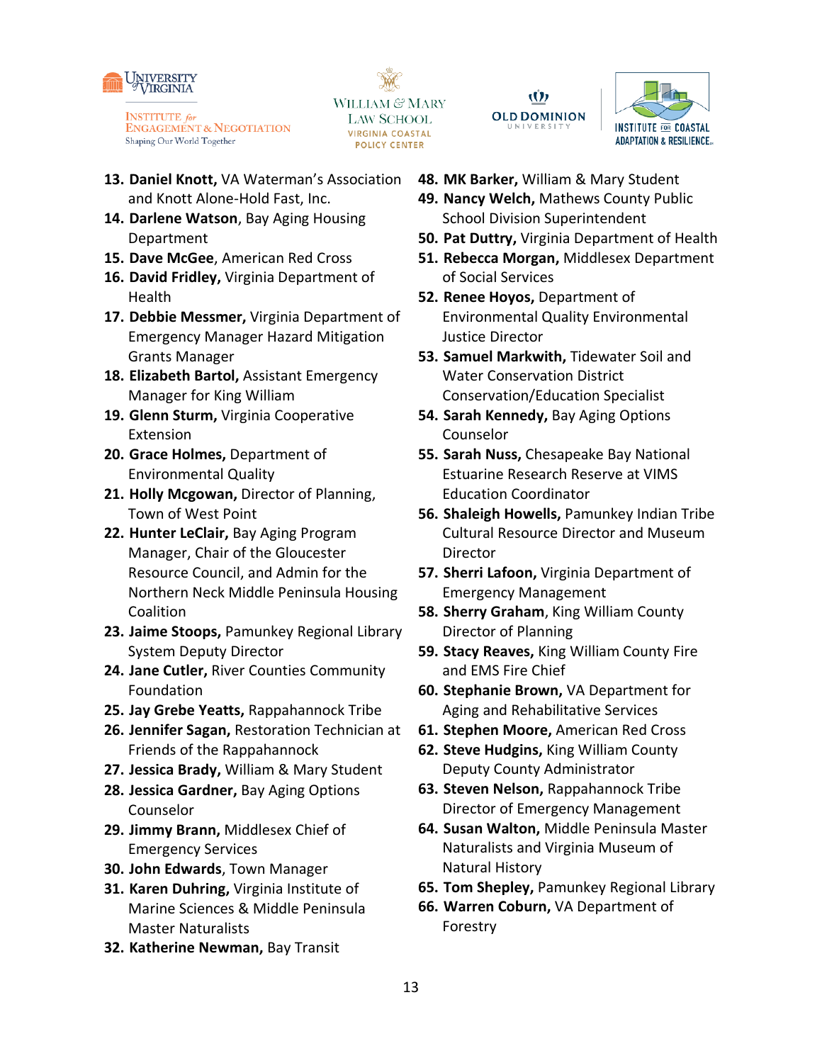13. **Daniel Knott,** VA Waterman's Association and Knott Alone-Hold Fast, Inc.
14. **Darlene Watson**, Bay Aging Housing Department
15. **Dave McGee**, American Red Cross
16. **David Fridley,** Virginia Department of Health
17. **Debbie Messmer,** Virginia Department of Emergency Manager Hazard Mitigation Grants Manager
18. **Elizabeth Bartol,** Assistant Emergency Manager for King William
19. **Glenn Sturm,** Virginia Cooperative Extension
20. **Grace Holmes,** Department of Environmental Quality
21. **Holly Mcgowan,** Director of Planning, Town of West Point
22. **Hunter LeClair,** Bay Aging Program Manager, Chair of the Gloucester Resource Council, and Admin for the Northern Neck Middle Peninsula Housing Coalition
23. **Jaime Stoops,** Pamunkey Regional Library System Deputy Director
24. **Jane Cutler,** River Counties Community Foundation
25. **Jay Grebe Yeatts,** Rappahannock Tribe
26. **Jennifer Sagan,** Restoration Technician at Friends of the Rappahannock
27. **Jessica Brady,** William & Mary Student
28. **Jessica Gardner,** Bay Aging Options Counselor
29. **Jimmy Brann,** Middlesex Chief of Emergency Services
30. **John Edwards**, Town Manager
31. **Karen Duhring,** Virginia Institute of Marine Sciences & Middle Peninsula Master Naturalists
32. **Katherine Newman,** Bay Transit
48. **MK Barker,** William & Mary Student
49. **Nancy Welch,** Mathews County Public School Division Superintendent
50. **Pat Duttry,** Virginia Department of Health
51. **Rebecca Morgan,** Middlesex Department of Social Services
52. **Renee Hoyos,** Department of Environmental Quality Environmental Justice Director
53. **Samuel Markwith,** Tidewater Soil and Water Conservation District Conservation/Education Specialist
54. **Sarah Kennedy,** Bay Aging Options Counselor
55. **Sarah Nuss,** Chesapeake Bay National Estuarine Research Reserve at VIMS Education Coordinator
56. **Shaleigh Howells,** Pamunkey Indian Tribe Cultural Resource Director and Museum Director
57. **Sherri Lafoon,** Virginia Department of Emergency Management
58. **Sherry Graham**, King William County Director of Planning
59. **Stacy Reaves,** King William County Fire and EMS Fire Chief
60. **Stephanie Brown,** VA Department for Aging and Rehabilitative Services
61. **Stephen Moore,** American Red Cross
62. **Steve Hudgins,** King William County Deputy County Administrator
63. **Steven Nelson,** Rappahannock Tribe Director of Emergency Management
64. **Susan Walton,** Middle Peninsula Master Naturalists and Virginia Museum of Natural History
65. **Tom Shepley,** Pamunkey Regional Library
66. **Warren Coburn,** VA Department of Forestry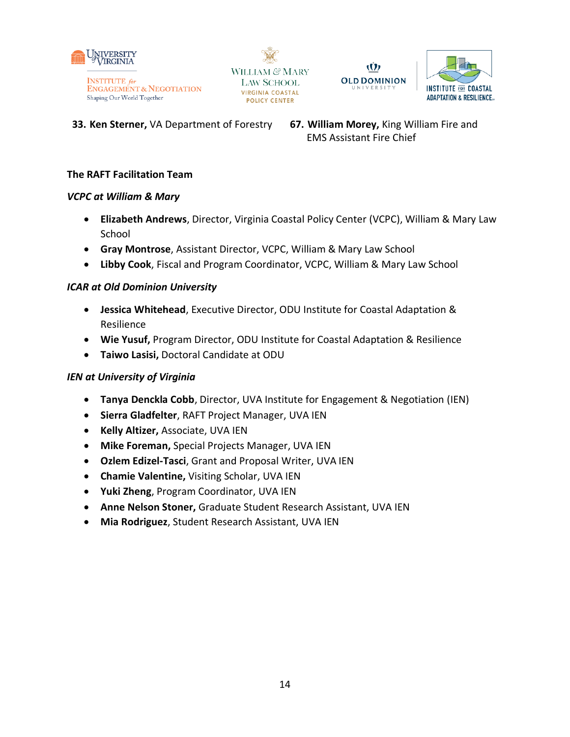**33. Ken Sterner,** VA Department of Forestry

**67. William Morey,** King William Fire and EMS Assistant Fire Chief

**The RAFT Facilitation Team**

***VCPC at William & Mary***

- **Elizabeth Andrews**, Director, Virginia Coastal Policy Center (VCPC), William & Mary Law School
- **Gray Montrose**, Assistant Director, VCPC, William & Mary Law School
- **Libby Cook**, Fiscal and Program Coordinator, VCPC, William & Mary Law School

***ICAR at Old Dominion University***

- **Jessica Whitehead**, Executive Director, ODU Institute for Coastal Adaptation & Resilience
- **Wie Yusuf,** Program Director, ODU Institute for Coastal Adaptation & Resilience
- **Taiwo Lasisi,** Doctoral Candidate at ODU

***IEN at University of Virginia***

- **Tanya Denckla Cobb**, Director, UVA Institute for Engagement & Negotiation (IEN)
- **Sierra Gladfelter**, RAFT Project Manager, UVA IEN
- **Kelly Altizer,** Associate, UVA IEN
- **Mike Foreman,** Special Projects Manager, UVA IEN
- **Ozlem Edizel-Tasci**, Grant and Proposal Writer, UVA IEN
- **Chamie Valentine,** Visiting Scholar, UVA IEN
- **Yuki Zheng**, Program Coordinator, UVA IEN
- **Anne Nelson Stoner,** Graduate Student Research Assistant, UVA IEN
- **Mia Rodriguez**, Student Research Assistant, UVA IEN